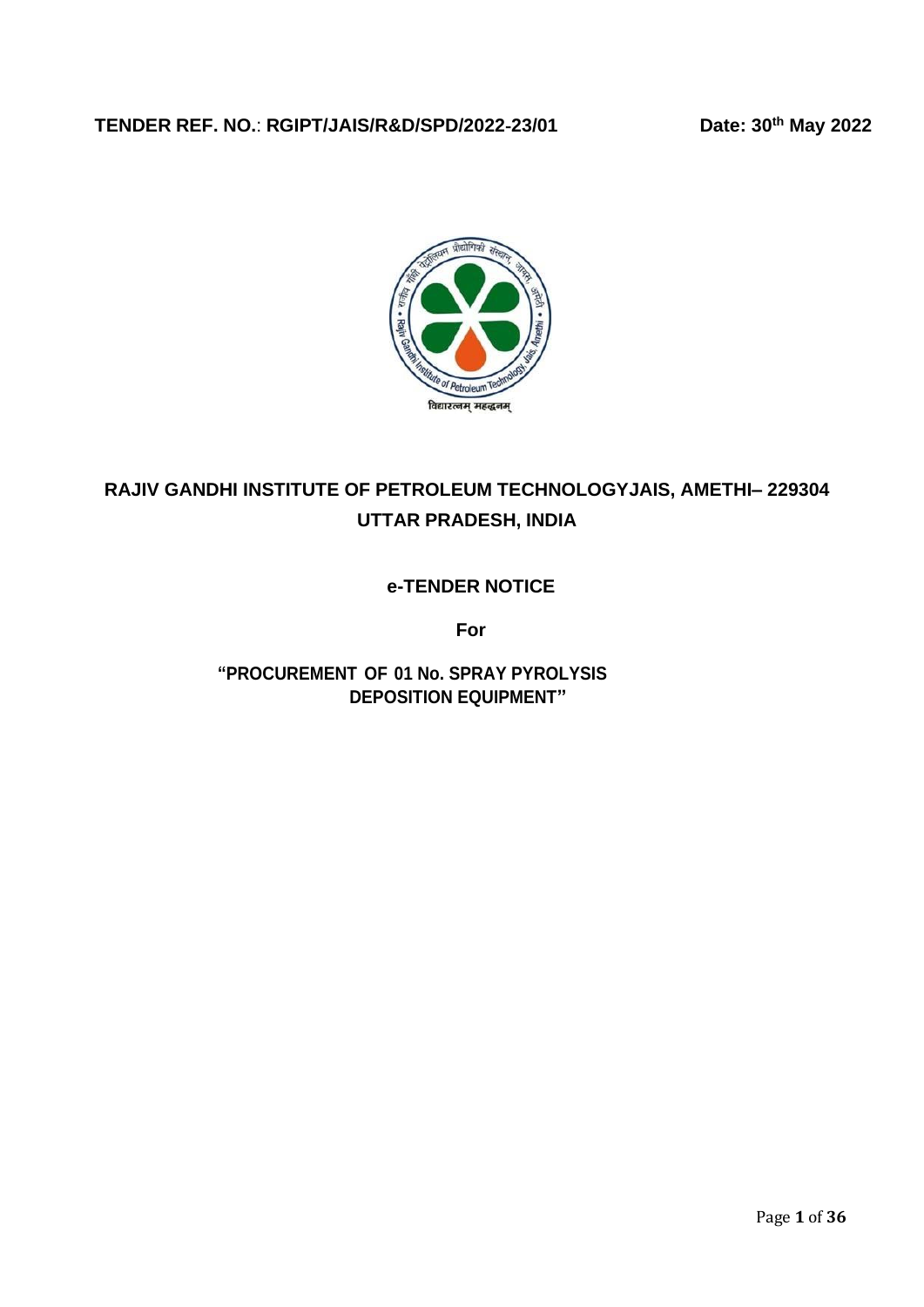**TENDER REF. NO.**: **RGIPT/JAIS/R&D/SPD/2022-23/01** **Date: 30th May 2022**

# RAJIV GANDHI INSTITUTE OF PETROLEUM TECHNOLOGYJAIS, AMETHI– 229304 UTTAR PRADESH, INDIA

## e-TENDER NOTICE

**For**

**"PROCUREMENT OF 01 No. SPRAY PYROLYSIS DEPOSITION EQUIPMENT"**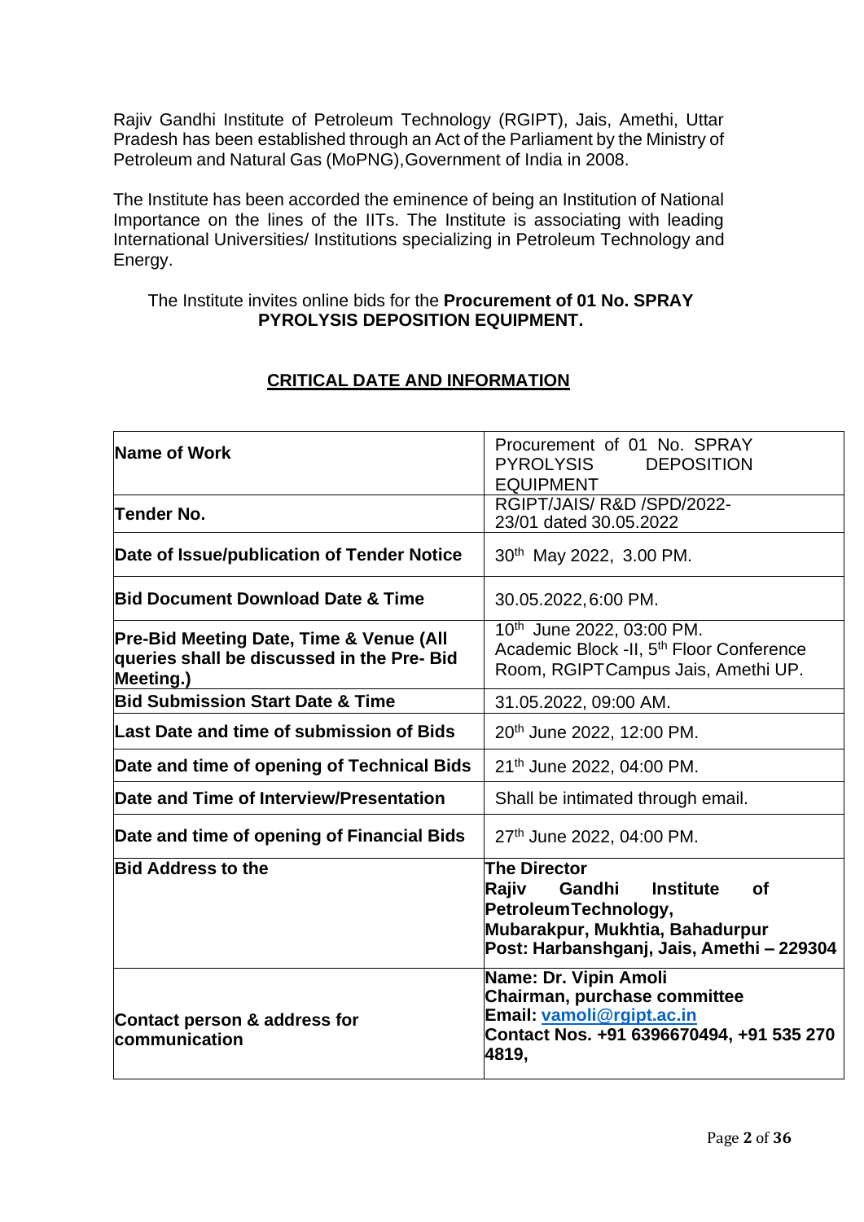Rajiv Gandhi Institute of Petroleum Technology (RGIPT), Jais, Amethi, Uttar Pradesh has been established through an Act of the Parliament by the Ministry of Petroleum and Natural Gas (MoPNG),Government of India in 2008.

The Institute has been accorded the eminence of being an Institution of National Importance on the lines of the IITs. The Institute is associating with leading International Universities/ Institutions specializing in Petroleum Technology and Energy.

The Institute invites online bids for the **Procurement of 01 No. SPRAY PYROLYSIS DEPOSITION EQUIPMENT.**

## CRITICAL DATE AND INFORMATION

| | |
|---|---|
| **Name of Work** | Procurement of 01 No. SPRAY PYROLYSIS DEPOSITION EQUIPMENT |
| **Tender No.** | RGIPT/JAIS/ R&D /SPD/2022-23/01 dated 30.05.2022 |
| **Date of Issue/publication of Tender Notice** | 30th May 2022, 3.00 PM. |
| **Bid Document Download Date & Time** | 30.05.2022, 6:00 PM. |
| **Pre-Bid Meeting Date, Time & Venue (All queries shall be discussed in the Pre- Bid Meeting.)** | 10th June 2022, 03:00 PM. Academic Block -II, 5th Floor Conference Room, RGIPTCampus Jais, Amethi UP. |
| **Bid Submission Start Date & Time** | 31.05.2022, 09:00 AM. |
| **Last Date and time of submission of Bids** | 20th June 2022, 12:00 PM. |
| **Date and time of opening of Technical Bids** | 21th June 2022, 04:00 PM. |
| **Date and Time of Interview/Presentation** | Shall be intimated through email. |
| **Date and time of opening of Financial Bids** | 27th June 2022, 04:00 PM. |
| **Bid Address to the** | **The Director Rajiv Gandhi Institute of PetroleumTechnology, Mubarakpur, Mukhtia, Bahadurpur Post: Harbanshganj, Jais, Amethi – 229304** |
| **Contact person & address for communication** | **Name: Dr. Vipin Amoli Chairman, purchase committee Email: vamoli@rgipt.ac.in Contact Nos. +91 6396670494, +91 535 270 4819,** |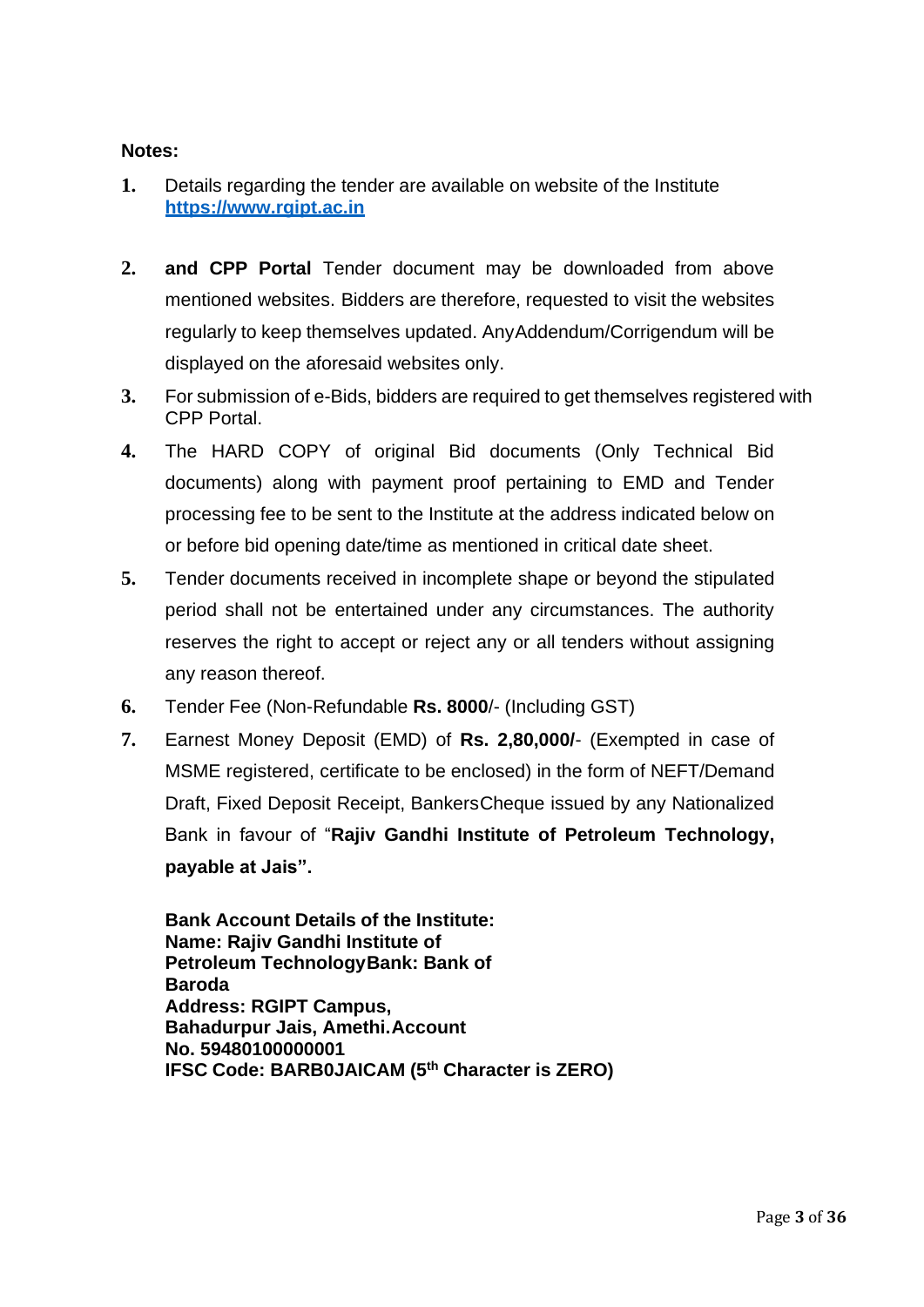**Notes:**

1. Details regarding the tender are available on website of the Institute [https://www.rgipt.ac.in](https://www.rgipt.ac.in)

2. **and CPP Portal** Tender document may be downloaded from above mentioned websites. Bidders are therefore, requested to visit the websites regularly to keep themselves updated. AnyAddendum/Corrigendum will be displayed on the aforesaid websites only.

3. For submission of e-Bids, bidders are required to get themselves registered with CPP Portal.

4. The HARD COPY of original Bid documents (Only Technical Bid documents) along with payment proof pertaining to EMD and Tender processing fee to be sent to the Institute at the address indicated below on or before bid opening date/time as mentioned in critical date sheet.

5. Tender documents received in incomplete shape or beyond the stipulated period shall not be entertained under any circumstances. The authority reserves the right to accept or reject any or all tenders without assigning any reason thereof.

6. Tender Fee (Non-Refundable **Rs. 8000**/- (Including GST)

7. Earnest Money Deposit (EMD) of **Rs. 2,80,000/**- (Exempted in case of MSME registered, certificate to be enclosed) in the form of NEFT/Demand Draft, Fixed Deposit Receipt, BankersCheque issued by any Nationalized Bank in favour of "**Rajiv Gandhi Institute of Petroleum Technology, payable at Jais".**

   **Bank Account Details of the Institute:**
   **Name: Rajiv Gandhi Institute of Petroleum TechnologyBank: Bank of Baroda**
   **Address: RGIPT Campus, Bahadurpur Jais, Amethi.Account No. 59480100000001**
   **IFSC Code: BARB0JAICAM (5th Character is ZERO)**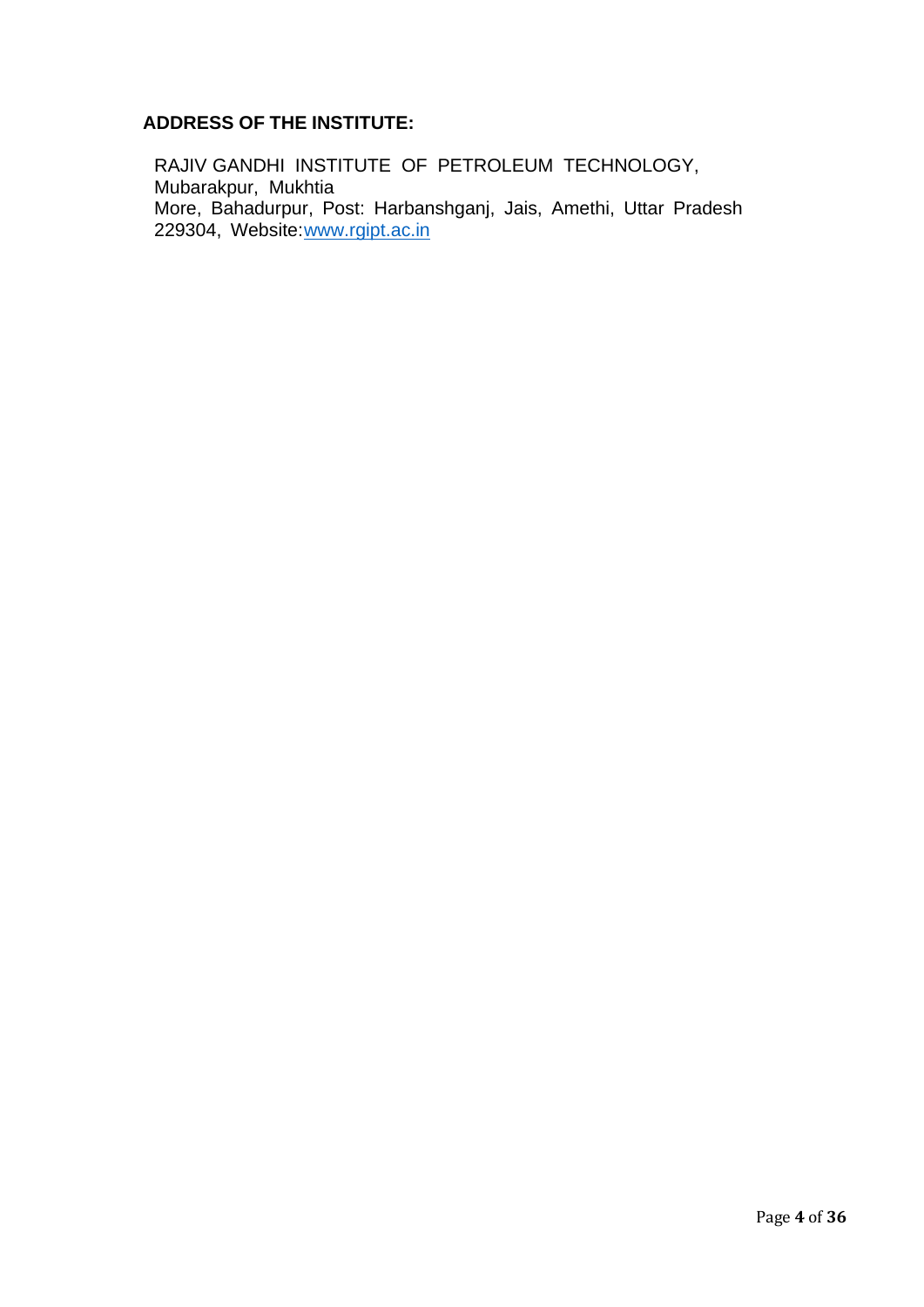**ADDRESS OF THE INSTITUTE:**

RAJIV GANDHI INSTITUTE OF PETROLEUM TECHNOLOGY, Mubarakpur, Mukhtia More, Bahadurpur, Post: Harbanshganj, Jais, Amethi, Uttar Pradesh 229304, Website:www.rgipt.ac.in